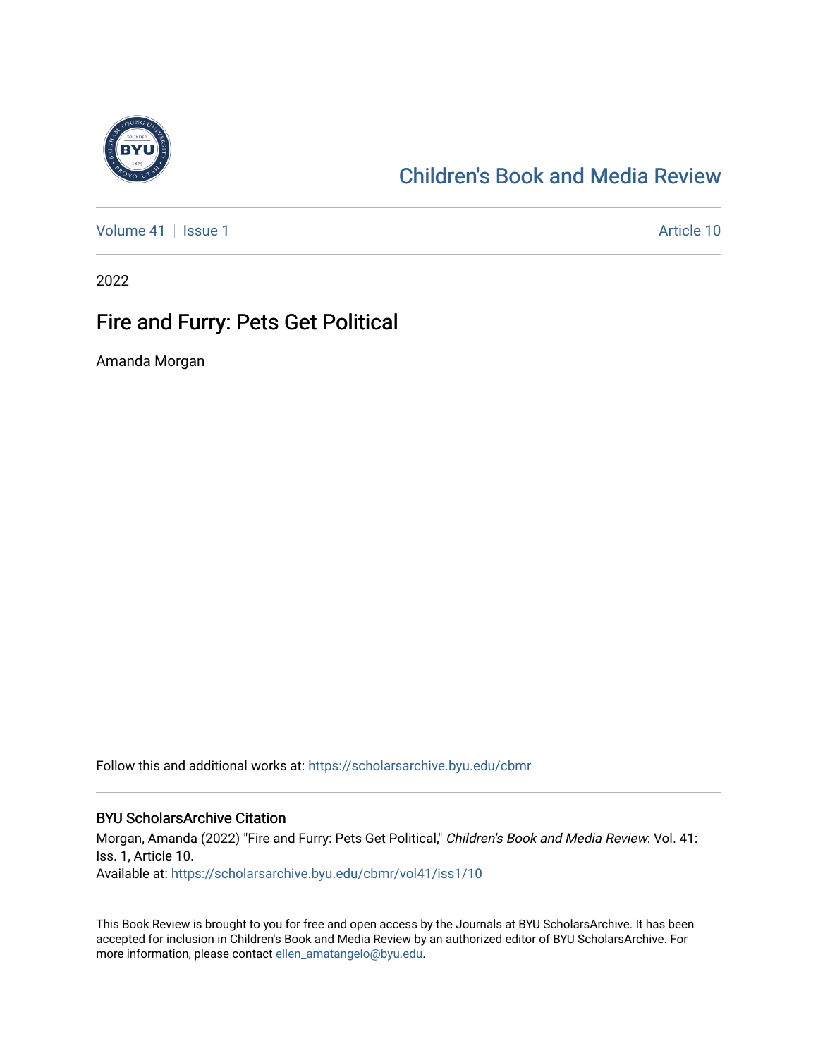Children's Book and Media Review

Volume 41 | Issue 1 | Article 10

2022

# Fire and Furry: Pets Get Political

Amanda Morgan

Follow this and additional works at: https://scholarsarchive.byu.edu/cbmr

## BYU ScholarsArchive Citation

Morgan, Amanda (2022) "Fire and Furry: Pets Get Political," *Children's Book and Media Review*: Vol. 41: Iss. 1, Article 10.
Available at: https://scholarsarchive.byu.edu/cbmr/vol41/iss1/10

This Book Review is brought to you for free and open access by the Journals at BYU ScholarsArchive. It has been accepted for inclusion in Children's Book and Media Review by an authorized editor of BYU ScholarsArchive. For more information, please contact ellen_amatangelo@byu.edu.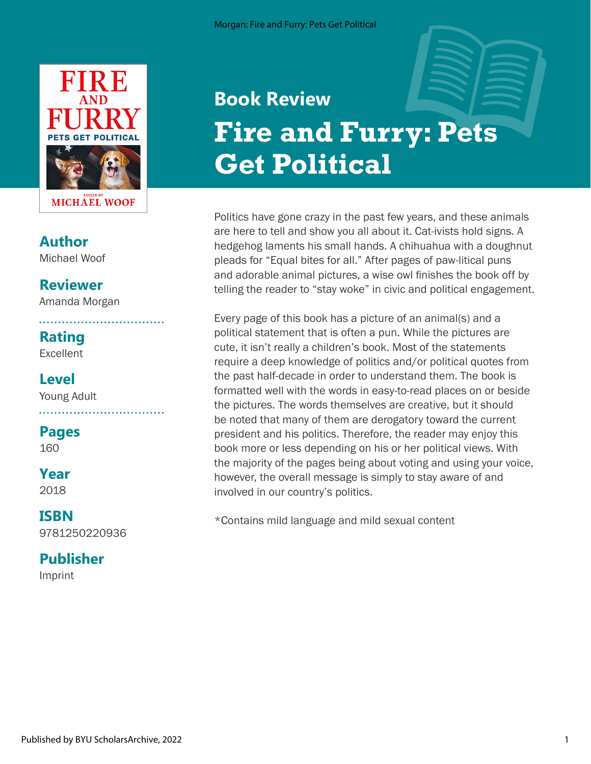## Book Review

# Fire and Furry: Pets Get Political

**Author**
Michael Woof

**Reviewer**
Amanda Morgan

**Rating**
Excellent

**Level**
Young Adult

**Pages**
160

**Year**
2018

**ISBN**
9781250220936

**Publisher**
Imprint

Politics have gone crazy in the past few years, and these animals are here to tell and show you all about it. Cat-ivists hold signs. A hedgehog laments his small hands. A chihuahua with a doughnut pleads for "Equal bites for all." After pages of paw-litical puns and adorable animal pictures, a wise owl finishes the book off by telling the reader to "stay woke" in civic and political engagement.

Every page of this book has a picture of an animal(s) and a political statement that is often a pun. While the pictures are cute, it isn't really a children's book. Most of the statements require a deep knowledge of politics and/or political quotes from the past half-decade in order to understand them. The book is formatted well with the words in easy-to-read places on or beside the pictures. The words themselves are creative, but it should be noted that many of them are derogatory toward the current president and his politics. Therefore, the reader may enjoy this book more or less depending on his or her political views. With the majority of the pages being about voting and using your voice, however, the overall message is simply to stay aware of and involved in our country's politics.

*Contains mild language and mild sexual content